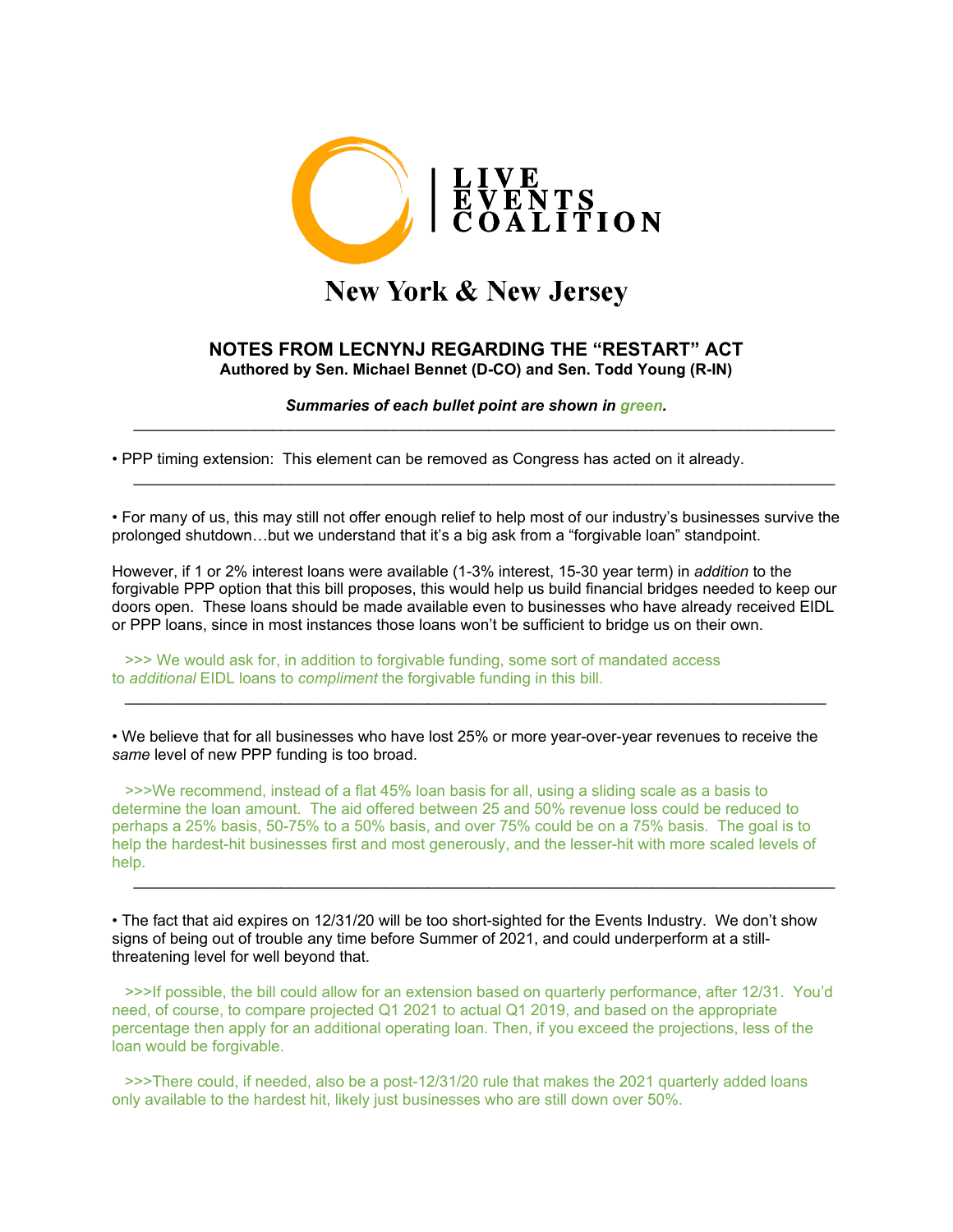LIVE EVENTS COALITION

New York & New Jersey

## NOTES FROM LECNYNJ REGARDING THE "RESTART" ACT

**Authored by Sen. Michael Bennet (D-CO) and Sen. Todd Young (R-IN)**

***Summaries of each bullet point are shown in green.***

---

• PPP timing extension: This element can be removed as Congress has acted on it already.

---

• For many of us, this may still not offer enough relief to help most of our industry's businesses survive the prolonged shutdown…but we understand that it's a big ask from a "forgivable loan" standpoint.

However, if 1 or 2% interest loans were available (1-3% interest, 15-30 year term) in *addition* to the forgivable PPP option that this bill proposes, this would help us build financial bridges needed to keep our doors open. These loans should be made available even to businesses who have already received EIDL or PPP loans, since in most instances those loans won't be sufficient to bridge us on their own.

>>> We would ask for, in addition to forgivable funding, some sort of mandated access to *additional* EIDL loans to *compliment* the forgivable funding in this bill.

---

• We believe that for all businesses who have lost 25% or more year-over-year revenues to receive the *same* level of new PPP funding is too broad.

>>>We recommend, instead of a flat 45% loan basis for all, using a sliding scale as a basis to determine the loan amount. The aid offered between 25 and 50% revenue loss could be reduced to perhaps a 25% basis, 50-75% to a 50% basis, and over 75% could be on a 75% basis. The goal is to help the hardest-hit businesses first and most generously, and the lesser-hit with more scaled levels of help.

---

• The fact that aid expires on 12/31/20 will be too short-sighted for the Events Industry. We don't show signs of being out of trouble any time before Summer of 2021, and could underperform at a still-threatening level for well beyond that.

>>>If possible, the bill could allow for an extension based on quarterly performance, after 12/31. You'd need, of course, to compare projected Q1 2021 to actual Q1 2019, and based on the appropriate percentage then apply for an additional operating loan. Then, if you exceed the projections, less of the loan would be forgivable.

>>>There could, if needed, also be a post-12/31/20 rule that makes the 2021 quarterly added loans only available to the hardest hit, likely just businesses who are still down over 50%.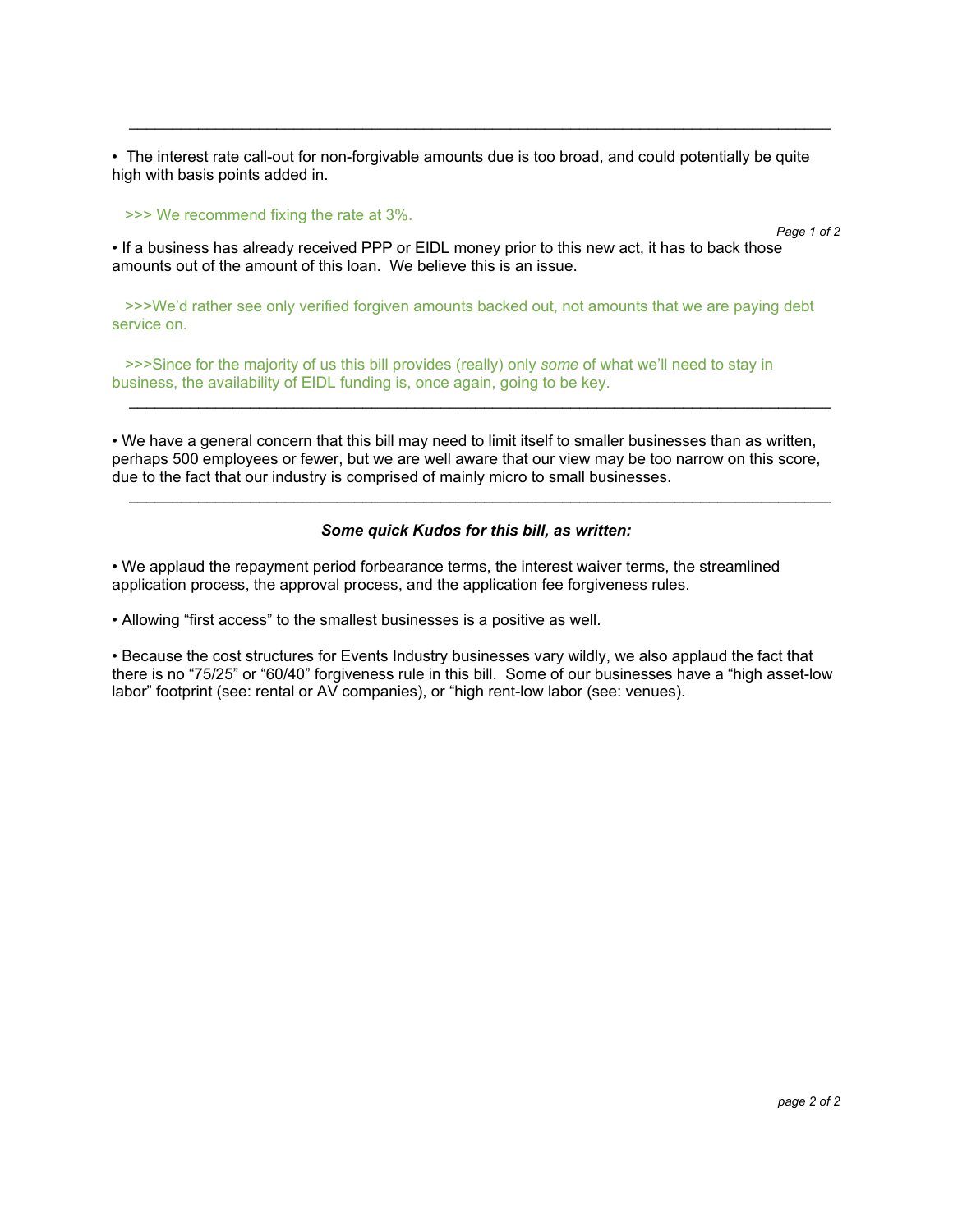---

• The interest rate call-out for non-forgivable amounts due is too broad, and could potentially be quite high with basis points added in.

>>> We recommend fixing the rate at 3%.

• If a business has already received PPP or EIDL money prior to this new act, it has to back those amounts out of the amount of this loan. We believe this is an issue.

>>>We'd rather see only verified forgiven amounts backed out, not amounts that we are paying debt service on.

>>>Since for the majority of us this bill provides (really) only *some* of what we'll need to stay in business, the availability of EIDL funding is, once again, going to be key.

---

• We have a general concern that this bill may need to limit itself to smaller businesses than as written, perhaps 500 employees or fewer, but we are well aware that our view may be too narrow on this score, due to the fact that our industry is comprised of mainly micro to small businesses.

---

***Some quick Kudos for this bill, as written:***

• We applaud the repayment period forbearance terms, the interest waiver terms, the streamlined application process, the approval process, and the application fee forgiveness rules.

• Allowing "first access" to the smallest businesses is a positive as well.

• Because the cost structures for Events Industry businesses vary wildly, we also applaud the fact that there is no "75/25" or "60/40" forgiveness rule in this bill. Some of our businesses have a "high asset-low labor" footprint (see: rental or AV companies), or "high rent-low labor (see: venues).